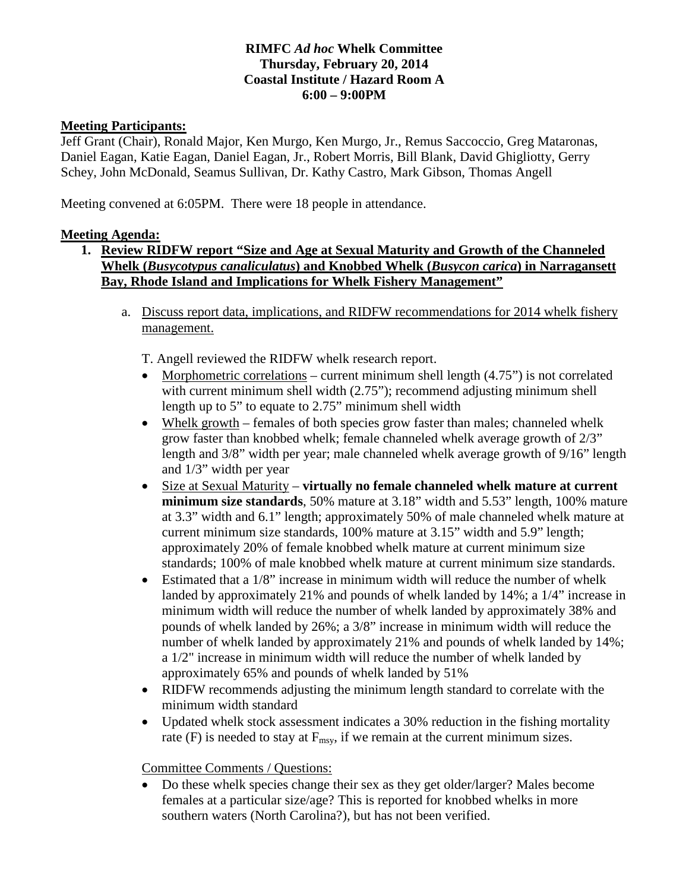**RIMFC *Ad hoc* Whelk Committee**
**Thursday, February 20, 2014**
**Coastal Institute / Hazard Room A**
**6:00 – 9:00PM**

**Meeting Participants:**

Jeff Grant (Chair), Ronald Major, Ken Murgo, Ken Murgo, Jr., Remus Saccoccio, Greg Mataronas, Daniel Eagan, Katie Eagan, Daniel Eagan, Jr., Robert Morris, Bill Blank, David Ghigliotty, Gerry Schey, John McDonald, Seamus Sullivan, Dr. Kathy Castro, Mark Gibson, Thomas Angell

Meeting convened at 6:05PM. There were 18 people in attendance.

**Meeting Agenda:**

1. **Review RIDFW report "Size and Age at Sexual Maturity and Growth of the Channeled Whelk (*Busycotypus canaliculatus*) and Knobbed Whelk (*Busycon carica*) in Narragansett Bay, Rhode Island and Implications for Whelk Fishery Management"**

   a. Discuss report data, implications, and RIDFW recommendations for 2014 whelk fishery management.

      T. Angell reviewed the RIDFW whelk research report.

      - Morphometric correlations – current minimum shell length (4.75") is not correlated with current minimum shell width (2.75"); recommend adjusting minimum shell length up to 5" to equate to 2.75" minimum shell width
      - Whelk growth – females of both species grow faster than males; channeled whelk grow faster than knobbed whelk; female channeled whelk average growth of 2/3" length and 3/8" width per year; male channeled whelk average growth of 9/16" length and 1/3" width per year
      - Size at Sexual Maturity – **virtually no female channeled whelk mature at current minimum size standards**, 50% mature at 3.18" width and 5.53" length, 100% mature at 3.3" width and 6.1" length; approximately 50% of male channeled whelk mature at current minimum size standards, 100% mature at 3.15" width and 5.9" length; approximately 20% of female knobbed whelk mature at current minimum size standards; 100% of male knobbed whelk mature at current minimum size standards.
      - Estimated that a 1/8" increase in minimum width will reduce the number of whelk landed by approximately 21% and pounds of whelk landed by 14%; a 1/4" increase in minimum width will reduce the number of whelk landed by approximately 38% and pounds of whelk landed by 26%; a 3/8" increase in minimum width will reduce the number of whelk landed by approximately 21% and pounds of whelk landed by 14%; a 1/2" increase in minimum width will reduce the number of whelk landed by approximately 65% and pounds of whelk landed by 51%
      - RIDFW recommends adjusting the minimum length standard to correlate with the minimum width standard
      - Updated whelk stock assessment indicates a 30% reduction in the fishing mortality rate (F) is needed to stay at $F_{msy}$, if we remain at the current minimum sizes.

      Committee Comments / Questions:

      - Do these whelk species change their sex as they get older/larger? Males become females at a particular size/age? This is reported for knobbed whelks in more southern waters (North Carolina?), but has not been verified.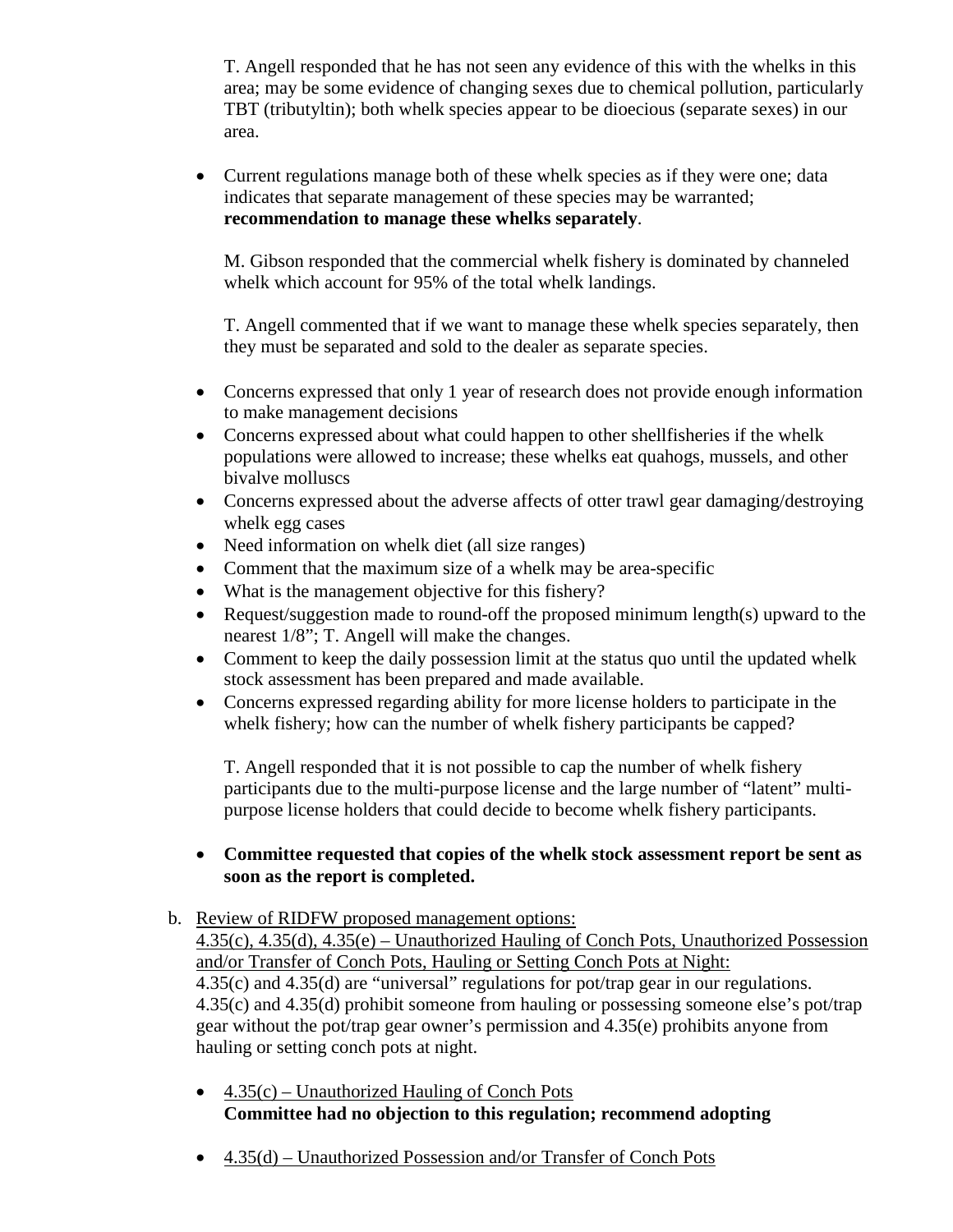T. Angell responded that he has not seen any evidence of this with the whelks in this area; may be some evidence of changing sexes due to chemical pollution, particularly TBT (tributyltin); both whelk species appear to be dioecious (separate sexes) in our area.

- Current regulations manage both of these whelk species as if they were one; data indicates that separate management of these species may be warranted; **recommendation to manage these whelks separately**.

  M. Gibson responded that the commercial whelk fishery is dominated by channeled whelk which account for 95% of the total whelk landings.

  T. Angell commented that if we want to manage these whelk species separately, then they must be separated and sold to the dealer as separate species.

- Concerns expressed that only 1 year of research does not provide enough information to make management decisions
- Concerns expressed about what could happen to other shellfisheries if the whelk populations were allowed to increase; these whelks eat quahogs, mussels, and other bivalve molluscs
- Concerns expressed about the adverse affects of otter trawl gear damaging/destroying whelk egg cases
- Need information on whelk diet (all size ranges)
- Comment that the maximum size of a whelk may be area-specific
- What is the management objective for this fishery?
- Request/suggestion made to round-off the proposed minimum length(s) upward to the nearest 1/8"; T. Angell will make the changes.
- Comment to keep the daily possession limit at the status quo until the updated whelk stock assessment has been prepared and made available.
- Concerns expressed regarding ability for more license holders to participate in the whelk fishery; how can the number of whelk fishery participants be capped?

  T. Angell responded that it is not possible to cap the number of whelk fishery participants due to the multi-purpose license and the large number of "latent" multi-purpose license holders that could decide to become whelk fishery participants.

- **Committee requested that copies of the whelk stock assessment report be sent as soon as the report is completed.**

b. Review of RIDFW proposed management options:
4.35(c), 4.35(d), 4.35(e) – Unauthorized Hauling of Conch Pots, Unauthorized Possession and/or Transfer of Conch Pots, Hauling or Setting Conch Pots at Night:
4.35(c) and 4.35(d) are "universal" regulations for pot/trap gear in our regulations. 4.35(c) and 4.35(d) prohibit someone from hauling or possessing someone else's pot/trap gear without the pot/trap gear owner's permission and 4.35(e) prohibits anyone from hauling or setting conch pots at night.

- 4.35(c) – Unauthorized Hauling of Conch Pots
  **Committee had no objection to this regulation; recommend adopting**

- 4.35(d) – Unauthorized Possession and/or Transfer of Conch Pots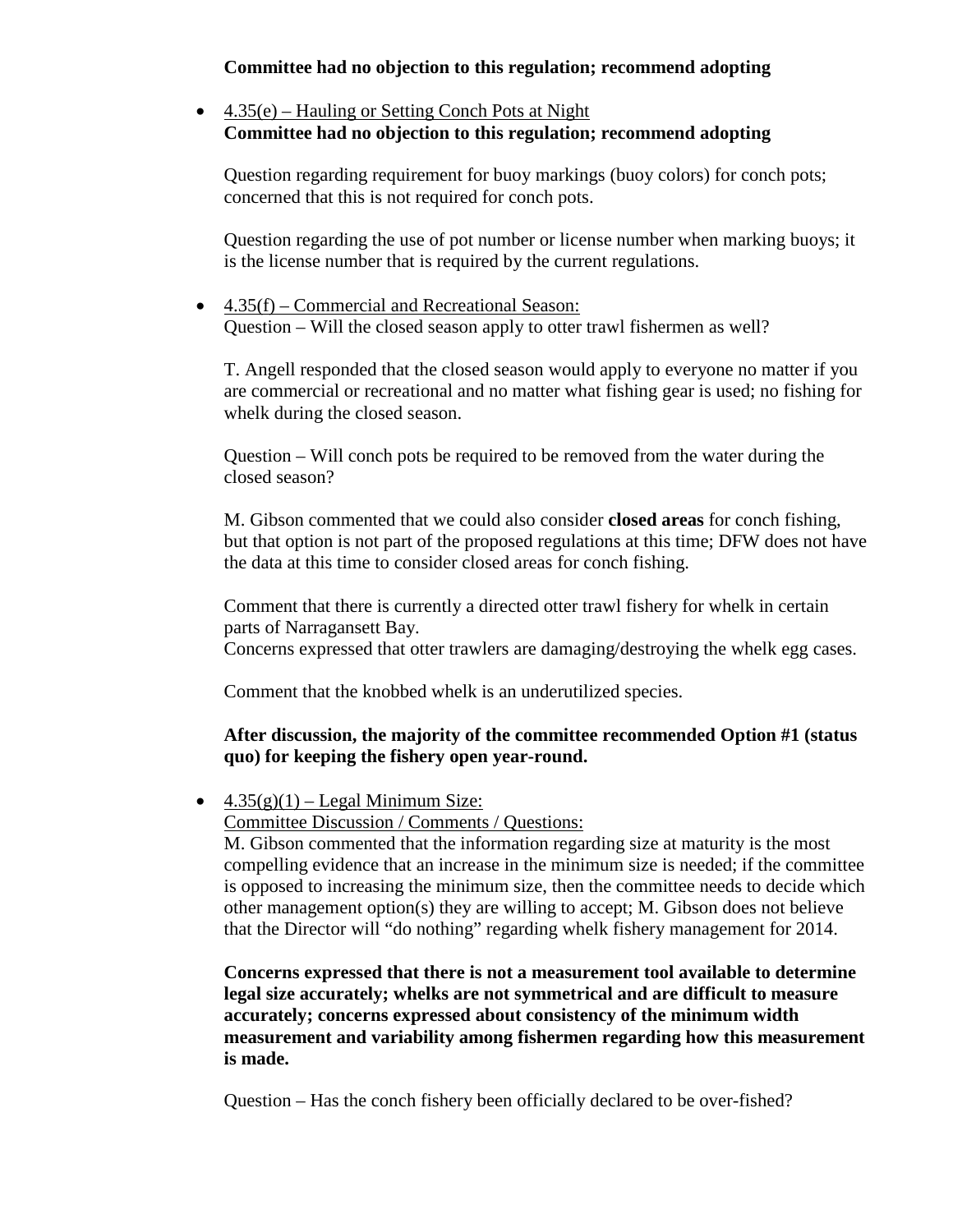**Committee had no objection to this regulation; recommend adopting**

- 4.35(e) – Hauling or Setting Conch Pots at Night
  **Committee had no objection to this regulation; recommend adopting**

  Question regarding requirement for buoy markings (buoy colors) for conch pots; concerned that this is not required for conch pots.

  Question regarding the use of pot number or license number when marking buoys; it is the license number that is required by the current regulations.

- 4.35(f) – Commercial and Recreational Season:
  Question – Will the closed season apply to otter trawl fishermen as well?

  T. Angell responded that the closed season would apply to everyone no matter if you are commercial or recreational and no matter what fishing gear is used; no fishing for whelk during the closed season.

  Question – Will conch pots be required to be removed from the water during the closed season?

  M. Gibson commented that we could also consider **closed areas** for conch fishing, but that option is not part of the proposed regulations at this time; DFW does not have the data at this time to consider closed areas for conch fishing.

  Comment that there is currently a directed otter trawl fishery for whelk in certain parts of Narragansett Bay.
  Concerns expressed that otter trawlers are damaging/destroying the whelk egg cases.

  Comment that the knobbed whelk is an underutilized species.

  **After discussion, the majority of the committee recommended Option #1 (status quo) for keeping the fishery open year-round.**

- 4.35(g)(1) – Legal Minimum Size:
  Committee Discussion / Comments / Questions:
  M. Gibson commented that the information regarding size at maturity is the most compelling evidence that an increase in the minimum size is needed; if the committee is opposed to increasing the minimum size, then the committee needs to decide which other management option(s) they are willing to accept; M. Gibson does not believe that the Director will "do nothing" regarding whelk fishery management for 2014.

  **Concerns expressed that there is not a measurement tool available to determine legal size accurately; whelks are not symmetrical and are difficult to measure accurately; concerns expressed about consistency of the minimum width measurement and variability among fishermen regarding how this measurement is made.**

  Question – Has the conch fishery been officially declared to be over-fished?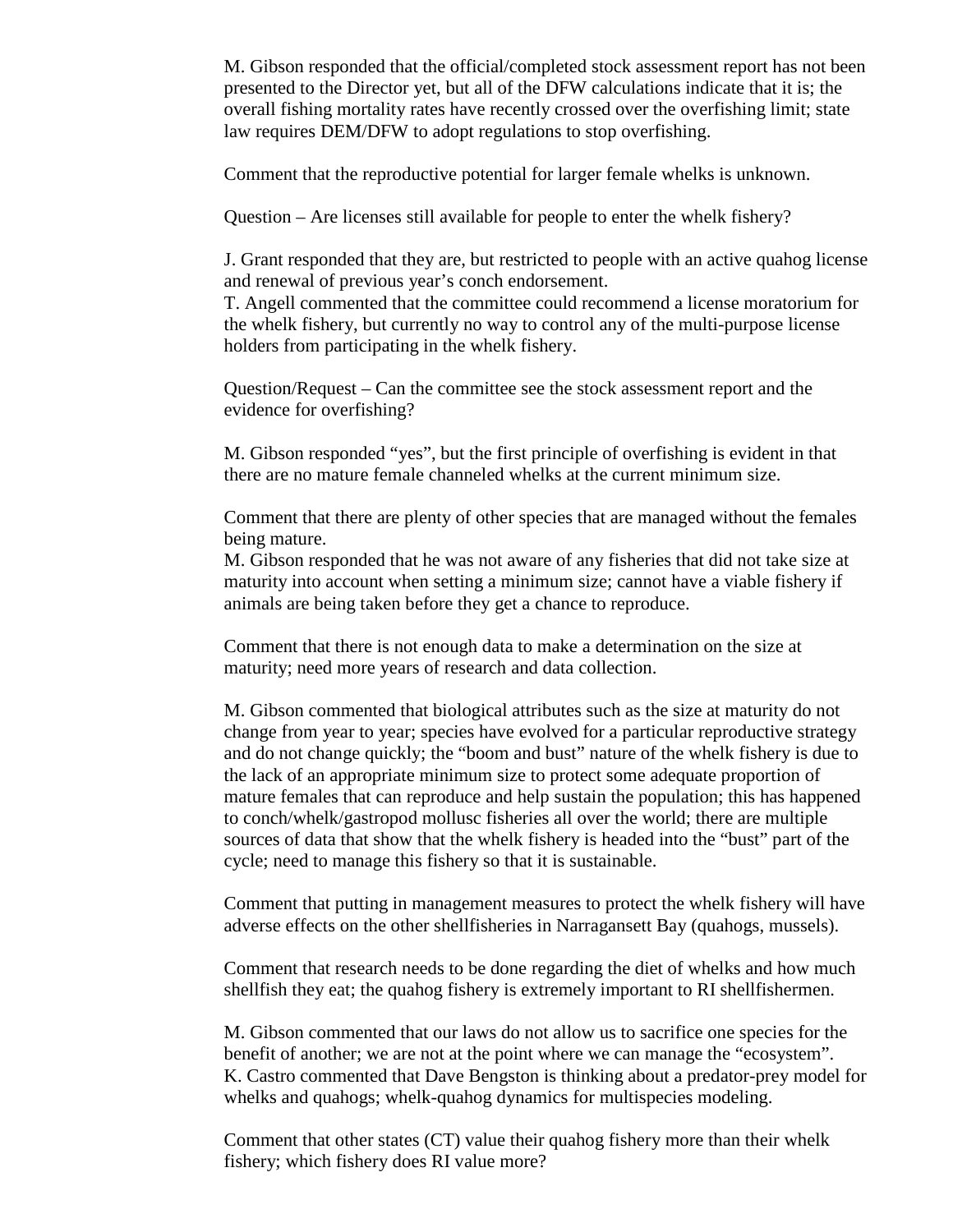M. Gibson responded that the official/completed stock assessment report has not been presented to the Director yet, but all of the DFW calculations indicate that it is; the overall fishing mortality rates have recently crossed over the overfishing limit; state law requires DEM/DFW to adopt regulations to stop overfishing.

Comment that the reproductive potential for larger female whelks is unknown.

Question – Are licenses still available for people to enter the whelk fishery?

J. Grant responded that they are, but restricted to people with an active quahog license and renewal of previous year's conch endorsement.
T. Angell commented that the committee could recommend a license moratorium for the whelk fishery, but currently no way to control any of the multi-purpose license holders from participating in the whelk fishery.

Question/Request – Can the committee see the stock assessment report and the evidence for overfishing?

M. Gibson responded "yes", but the first principle of overfishing is evident in that there are no mature female channeled whelks at the current minimum size.

Comment that there are plenty of other species that are managed without the females being mature.
M. Gibson responded that he was not aware of any fisheries that did not take size at maturity into account when setting a minimum size; cannot have a viable fishery if animals are being taken before they get a chance to reproduce.

Comment that there is not enough data to make a determination on the size at maturity; need more years of research and data collection.

M. Gibson commented that biological attributes such as the size at maturity do not change from year to year; species have evolved for a particular reproductive strategy and do not change quickly; the "boom and bust" nature of the whelk fishery is due to the lack of an appropriate minimum size to protect some adequate proportion of mature females that can reproduce and help sustain the population; this has happened to conch/whelk/gastropod mollusc fisheries all over the world; there are multiple sources of data that show that the whelk fishery is headed into the "bust" part of the cycle; need to manage this fishery so that it is sustainable.

Comment that putting in management measures to protect the whelk fishery will have adverse effects on the other shellfisheries in Narragansett Bay (quahogs, mussels).

Comment that research needs to be done regarding the diet of whelks and how much shellfish they eat; the quahog fishery is extremely important to RI shellfishermen.

M. Gibson commented that our laws do not allow us to sacrifice one species for the benefit of another; we are not at the point where we can manage the "ecosystem".
K. Castro commented that Dave Bengston is thinking about a predator-prey model for whelks and quahogs; whelk-quahog dynamics for multispecies modeling.

Comment that other states (CT) value their quahog fishery more than their whelk fishery; which fishery does RI value more?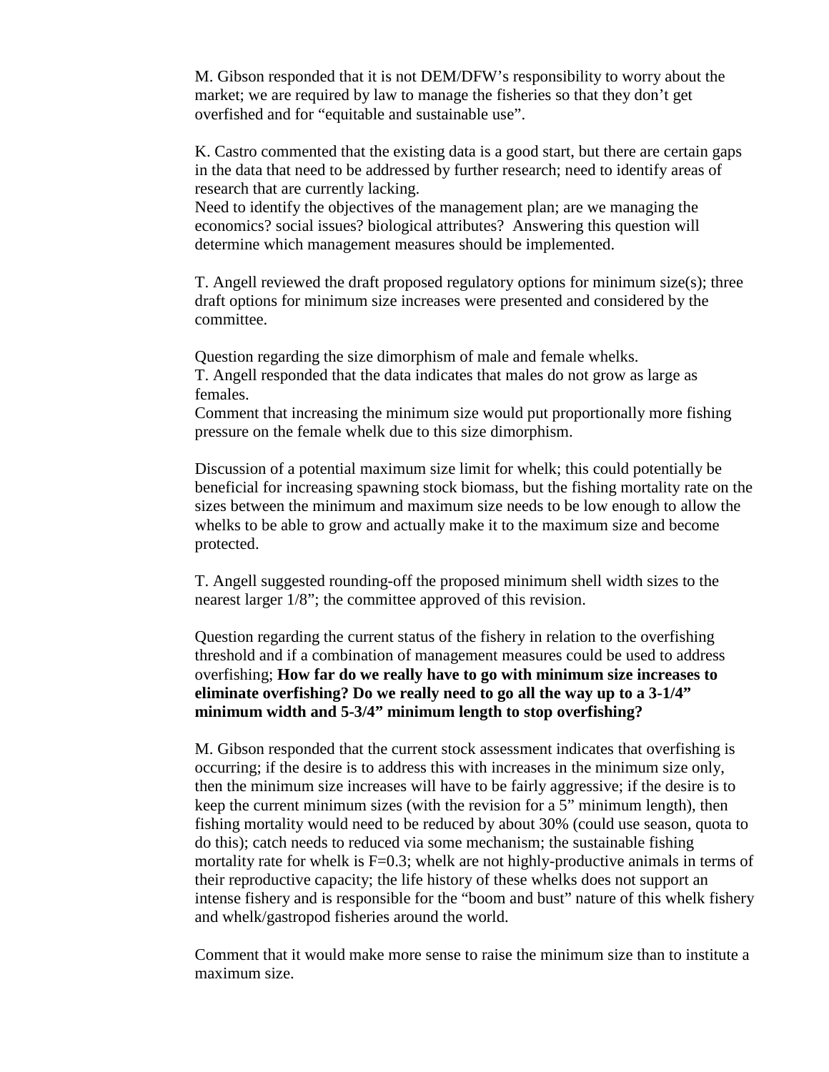M. Gibson responded that it is not DEM/DFW's responsibility to worry about the market; we are required by law to manage the fisheries so that they don't get overfished and for "equitable and sustainable use".

K. Castro commented that the existing data is a good start, but there are certain gaps in the data that need to be addressed by further research; need to identify areas of research that are currently lacking.
Need to identify the objectives of the management plan; are we managing the economics? social issues? biological attributes? Answering this question will determine which management measures should be implemented.

T. Angell reviewed the draft proposed regulatory options for minimum size(s); three draft options for minimum size increases were presented and considered by the committee.

Question regarding the size dimorphism of male and female whelks.
T. Angell responded that the data indicates that males do not grow as large as females.
Comment that increasing the minimum size would put proportionally more fishing pressure on the female whelk due to this size dimorphism.

Discussion of a potential maximum size limit for whelk; this could potentially be beneficial for increasing spawning stock biomass, but the fishing mortality rate on the sizes between the minimum and maximum size needs to be low enough to allow the whelks to be able to grow and actually make it to the maximum size and become protected.

T. Angell suggested rounding-off the proposed minimum shell width sizes to the nearest larger 1/8"; the committee approved of this revision.

Question regarding the current status of the fishery in relation to the overfishing threshold and if a combination of management measures could be used to address overfishing; **How far do we really have to go with minimum size increases to eliminate overfishing? Do we really need to go all the way up to a 3-1/4" minimum width and 5-3/4" minimum length to stop overfishing?**

M. Gibson responded that the current stock assessment indicates that overfishing is occurring; if the desire is to address this with increases in the minimum size only, then the minimum size increases will have to be fairly aggressive; if the desire is to keep the current minimum sizes (with the revision for a 5" minimum length), then fishing mortality would need to be reduced by about 30% (could use season, quota to do this); catch needs to reduced via some mechanism; the sustainable fishing mortality rate for whelk is $F=0.3$; whelk are not highly-productive animals in terms of their reproductive capacity; the life history of these whelks does not support an intense fishery and is responsible for the "boom and bust" nature of this whelk fishery and whelk/gastropod fisheries around the world.

Comment that it would make more sense to raise the minimum size than to institute a maximum size.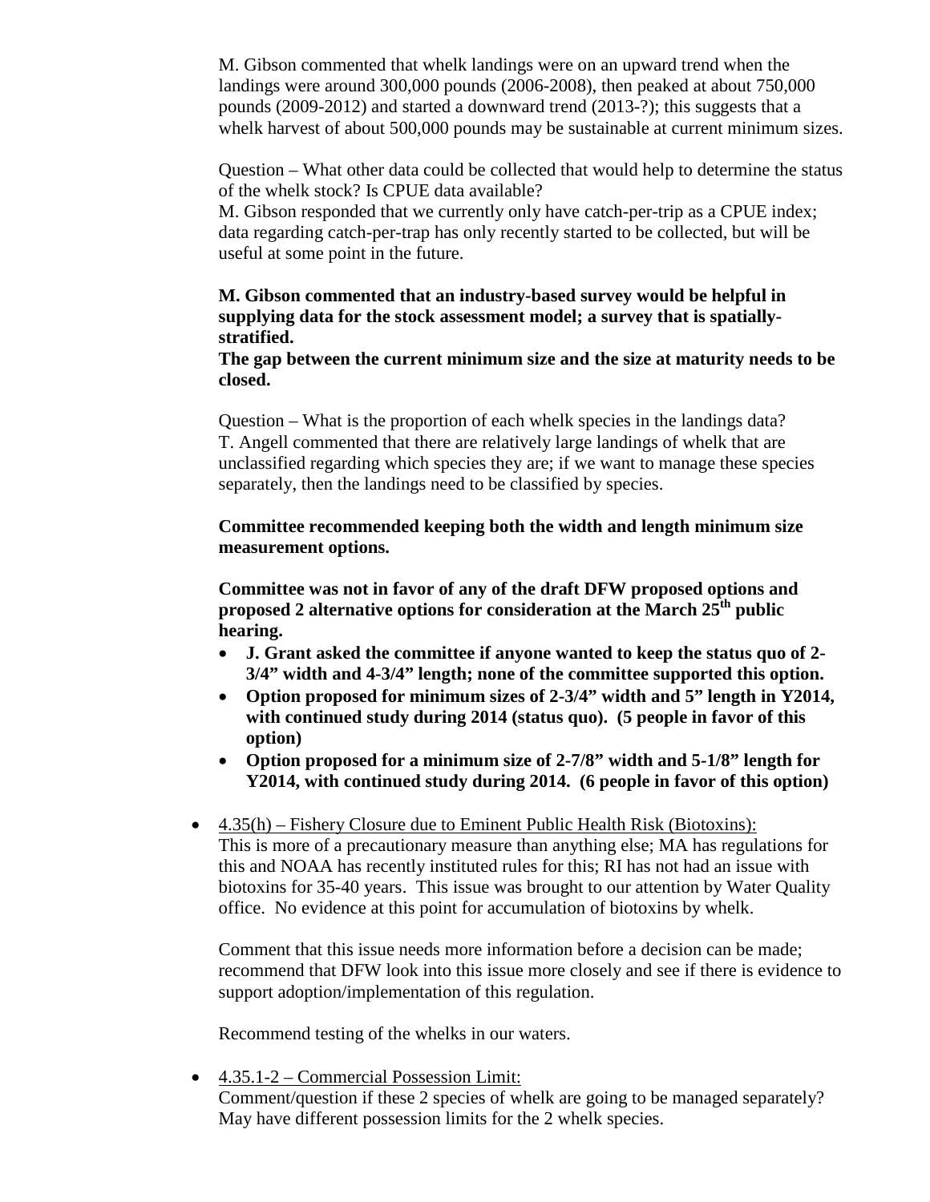M. Gibson commented that whelk landings were on an upward trend when the landings were around 300,000 pounds (2006-2008), then peaked at about 750,000 pounds (2009-2012) and started a downward trend (2013-?); this suggests that a whelk harvest of about 500,000 pounds may be sustainable at current minimum sizes.

Question – What other data could be collected that would help to determine the status of the whelk stock? Is CPUE data available?
M. Gibson responded that we currently only have catch-per-trip as a CPUE index; data regarding catch-per-trap has only recently started to be collected, but will be useful at some point in the future.

**M. Gibson commented that an industry-based survey would be helpful in supplying data for the stock assessment model; a survey that is spatially-stratified.**
**The gap between the current minimum size and the size at maturity needs to be closed.**

Question – What is the proportion of each whelk species in the landings data?
T. Angell commented that there are relatively large landings of whelk that are unclassified regarding which species they are; if we want to manage these species separately, then the landings need to be classified by species.

**Committee recommended keeping both the width and length minimum size measurement options.**

**Committee was not in favor of any of the draft DFW proposed options and proposed 2 alternative options for consideration at the March 25th public hearing.**

- **J. Grant asked the committee if anyone wanted to keep the status quo of 2-3/4" width and 4-3/4" length; none of the committee supported this option.**
- **Option proposed for minimum sizes of 2-3/4" width and 5" length in Y2014, with continued study during 2014 (status quo). (5 people in favor of this option)**
- **Option proposed for a minimum size of 2-7/8" width and 5-1/8" length for Y2014, with continued study during 2014. (6 people in favor of this option)**

- 4.35(h) – Fishery Closure due to Eminent Public Health Risk (Biotoxins):
  This is more of a precautionary measure than anything else; MA has regulations for this and NOAA has recently instituted rules for this; RI has not had an issue with biotoxins for 35-40 years. This issue was brought to our attention by Water Quality office. No evidence at this point for accumulation of biotoxins by whelk.

  Comment that this issue needs more information before a decision can be made; recommend that DFW look into this issue more closely and see if there is evidence to support adoption/implementation of this regulation.

  Recommend testing of the whelks in our waters.

- 4.35.1-2 – Commercial Possession Limit:
  Comment/question if these 2 species of whelk are going to be managed separately? May have different possession limits for the 2 whelk species.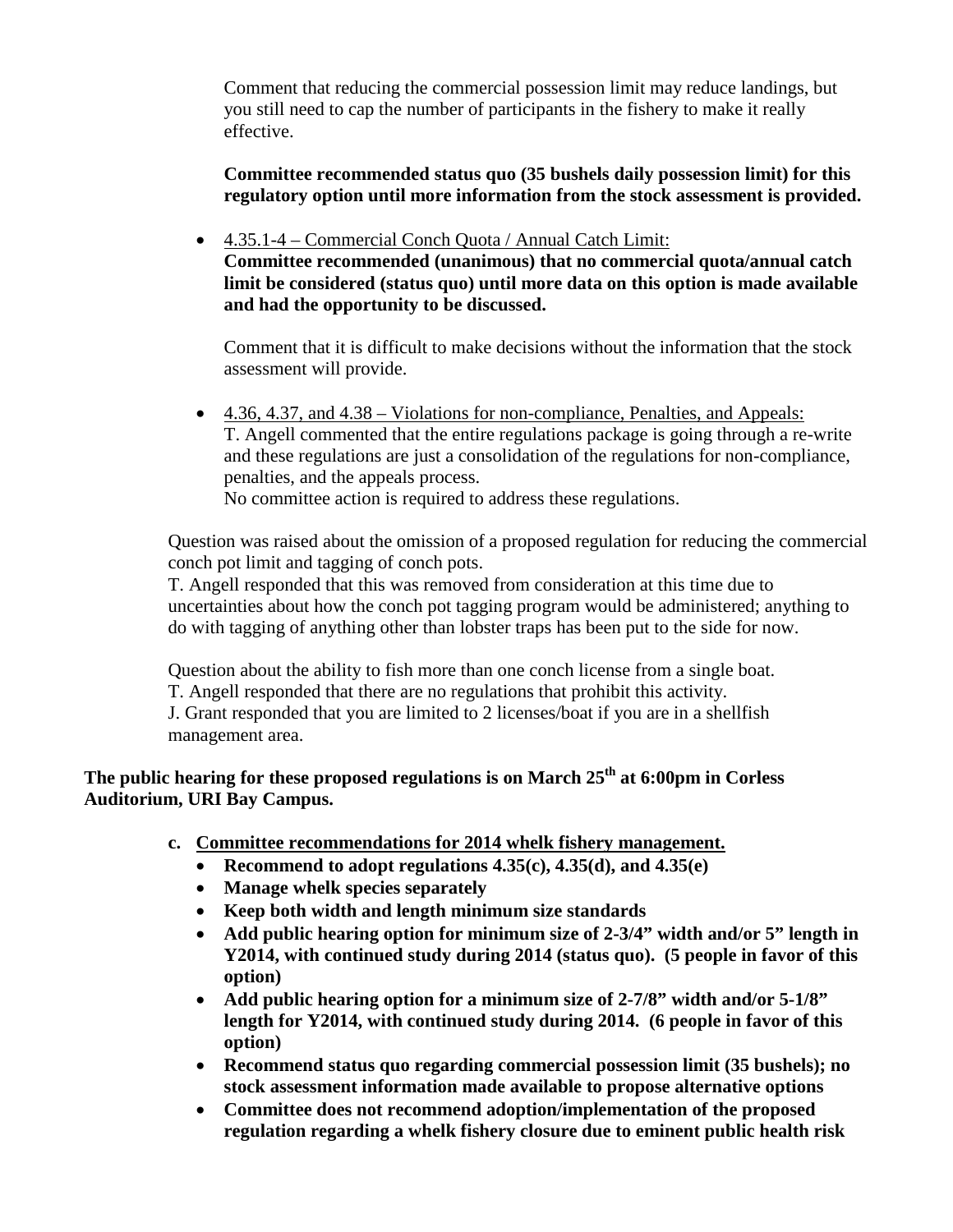Comment that reducing the commercial possession limit may reduce landings, but you still need to cap the number of participants in the fishery to make it really effective.

**Committee recommended status quo (35 bushels daily possession limit) for this regulatory option until more information from the stock assessment is provided.**

- 4.35.1-4 – Commercial Conch Quota / Annual Catch Limit:
  **Committee recommended (unanimous) that no commercial quota/annual catch limit be considered (status quo) until more data on this option is made available and had the opportunity to be discussed.**

  Comment that it is difficult to make decisions without the information that the stock assessment will provide.

- 4.36, 4.37, and 4.38 – Violations for non-compliance, Penalties, and Appeals:
  T. Angell commented that the entire regulations package is going through a re-write and these regulations are just a consolidation of the regulations for non-compliance, penalties, and the appeals process.
  No committee action is required to address these regulations.

Question was raised about the omission of a proposed regulation for reducing the commercial conch pot limit and tagging of conch pots.
T. Angell responded that this was removed from consideration at this time due to uncertainties about how the conch pot tagging program would be administered; anything to do with tagging of anything other than lobster traps has been put to the side for now.

Question about the ability to fish more than one conch license from a single boat.
T. Angell responded that there are no regulations that prohibit this activity.
J. Grant responded that you are limited to 2 licenses/boat if you are in a shellfish management area.

**The public hearing for these proposed regulations is on March 25th at 6:00pm in Corless Auditorium, URI Bay Campus.**

c. **Committee recommendations for 2014 whelk fishery management.**
   - **Recommend to adopt regulations 4.35(c), 4.35(d), and 4.35(e)**
   - **Manage whelk species separately**
   - **Keep both width and length minimum size standards**
   - **Add public hearing option for minimum size of 2-3/4" width and/or 5" length in Y2014, with continued study during 2014 (status quo). (5 people in favor of this option)**
   - **Add public hearing option for a minimum size of 2-7/8" width and/or 5-1/8" length for Y2014, with continued study during 2014. (6 people in favor of this option)**
   - **Recommend status quo regarding commercial possession limit (35 bushels); no stock assessment information made available to propose alternative options**
   - **Committee does not recommend adoption/implementation of the proposed regulation regarding a whelk fishery closure due to eminent public health risk**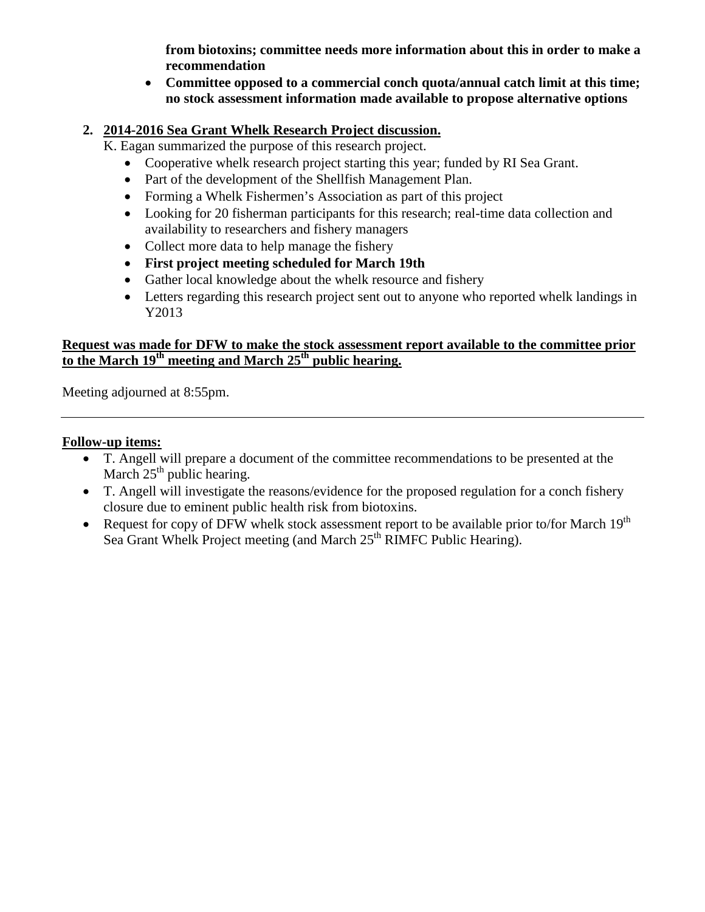**from biotoxins; committee needs more information about this in order to make a recommendation**

- **Committee opposed to a commercial conch quota/annual catch limit at this time; no stock assessment information made available to propose alternative options**

2. **2014-2016 Sea Grant Whelk Research Project discussion.**

   K. Eagan summarized the purpose of this research project.

   - Cooperative whelk research project starting this year; funded by RI Sea Grant.
   - Part of the development of the Shellfish Management Plan.
   - Forming a Whelk Fishermen's Association as part of this project
   - Looking for 20 fisherman participants for this research; real-time data collection and availability to researchers and fishery managers
   - Collect more data to help manage the fishery
   - **First project meeting scheduled for March 19th**
   - Gather local knowledge about the whelk resource and fishery
   - Letters regarding this research project sent out to anyone who reported whelk landings in Y2013

**Request was made for DFW to make the stock assessment report available to the committee prior to the March 19th meeting and March 25th public hearing.**

Meeting adjourned at 8:55pm.

---

**Follow-up items:**

- T. Angell will prepare a document of the committee recommendations to be presented at the March 25th public hearing.
- T. Angell will investigate the reasons/evidence for the proposed regulation for a conch fishery closure due to eminent public health risk from biotoxins.
- Request for copy of DFW whelk stock assessment report to be available prior to/for March 19th Sea Grant Whelk Project meeting (and March 25th RIMFC Public Hearing).